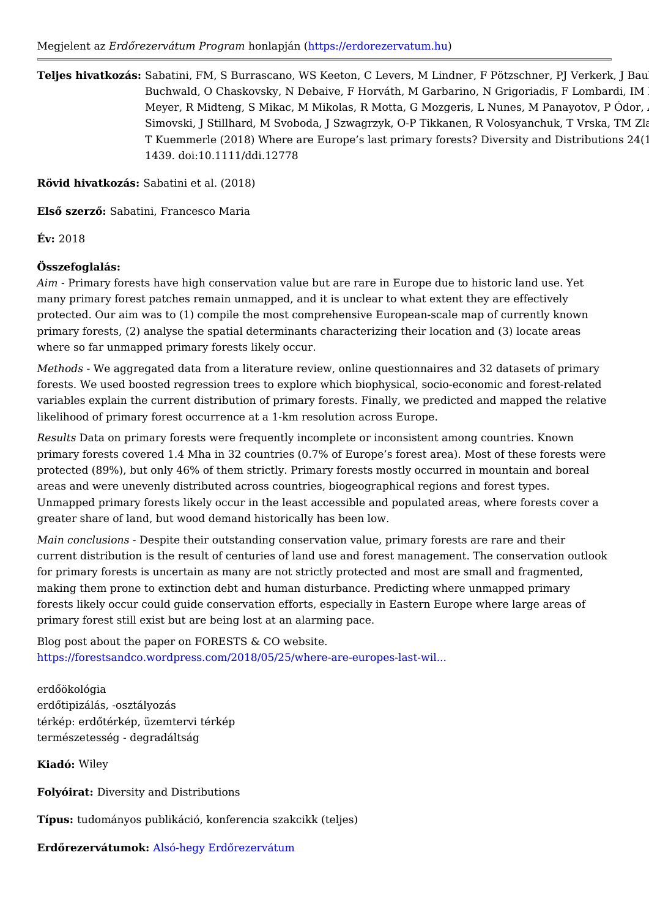Megjelent az *Erdőrezervátum Program* honlapján (https://erdorezervatum.hu)

**Teljes hivatkozás:** Sabatini, FM, S Burrascano, WS Keeton, C Levers, M Lindner, F Pötzschner, PJ Verkerk, J Bau Buchwald, O Chaskovsky, N Debaive, F Horváth, M Garbarino, N Grigoriadis, F Lombardi, IM Meyer, R Midteng, S Mikac, M Mikolas, R Motta, G Mozgeris, L Nunes, M Panayotov, P Ódor, Simovski, J Stillhard, M Svoboda, J Szwagrzyk, O-P Tikkanen, R Volosyanchuk, T Vrska, TM Zla T Kuemmerle (2018) Where are Europe's last primary forests? Diversity and Distributions 24(1 1439. doi:10.1111/ddi.12778

**Rövid hivatkozás:** Sabatini et al. (2018)

**Első szerző:** Sabatini, Francesco Maria

**Év:** 2018

**Összefoglalás:**

*Aim* - Primary forests have high conservation value but are rare in Europe due to historic land use. Yet many primary forest patches remain unmapped, and it is unclear to what extent they are effectively protected. Our aim was to (1) compile the most comprehensive European-scale map of currently known primary forests, (2) analyse the spatial determinants characterizing their location and (3) locate areas where so far unmapped primary forests likely occur.

*Methods* - We aggregated data from a literature review, online questionnaires and 32 datasets of primary forests. We used boosted regression trees to explore which biophysical, socio-economic and forest-related variables explain the current distribution of primary forests. Finally, we predicted and mapped the relative likelihood of primary forest occurrence at a 1-km resolution across Europe.

*Results* Data on primary forests were frequently incomplete or inconsistent among countries. Known primary forests covered 1.4 Mha in 32 countries (0.7% of Europe's forest area). Most of these forests were protected (89%), but only 46% of them strictly. Primary forests mostly occurred in mountain and boreal areas and were unevenly distributed across countries, biogeographical regions and forest types. Unmapped primary forests likely occur in the least accessible and populated areas, where forests cover a greater share of land, but wood demand historically has been low.

*Main conclusions* - Despite their outstanding conservation value, primary forests are rare and their current distribution is the result of centuries of land use and forest management. The conservation outlook for primary forests is uncertain as many are not strictly protected and most are small and fragmented, making them prone to extinction debt and human disturbance. Predicting where unmapped primary forests likely occur could guide conservation efforts, especially in Eastern Europe where large areas of primary forest still exist but are being lost at an alarming pace.

Blog post about the paper on FORESTS & CO website.
https://forestsandco.wordpress.com/2018/05/25/where-are-europes-last-wil...

erdőökológia
erdőtipizálás, -osztályozás
térkép: erdőtérkép, üzemtervi térkép
természetesség - degradáltság

**Kiadó:** Wiley

**Folyóirat:** Diversity and Distributions

**Típus:** tudományos publikáció, konferencia szakcikk (teljes)

**Erdőrezervátumok:** Alsó-hegy Erdőrezervátum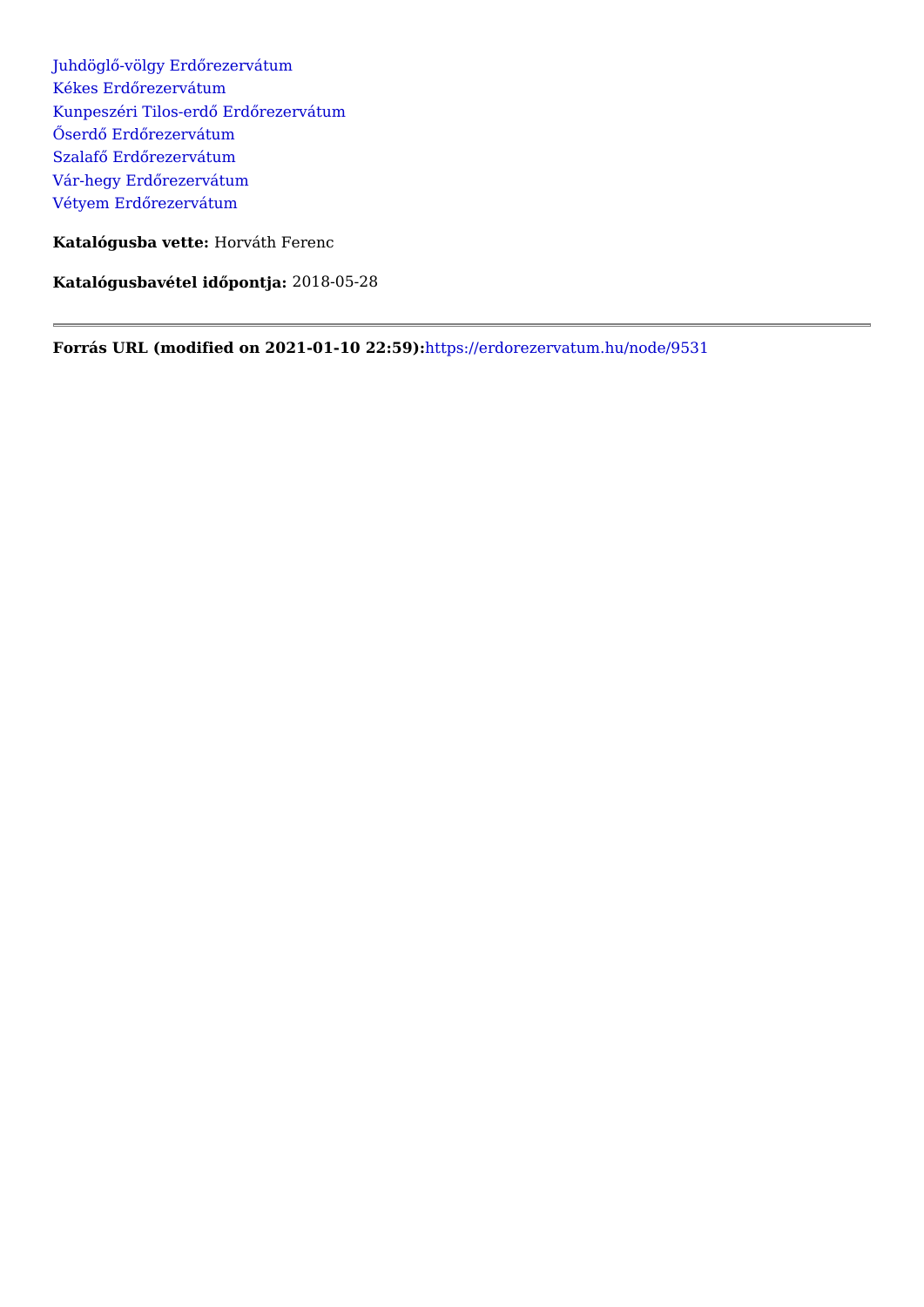Juhdöglő-völgy Erdőrezervátum
Kékes Erdőrezervátum
Kunpeszéri Tilos-erdő Erdőrezervátum
Őserdő Erdőrezervátum
Szalafő Erdőrezervátum
Vár-hegy Erdőrezervátum
Vétyem Erdőrezervátum

**Katalógusba vette:** Horváth Ferenc

**Katalógusbavétel időpontja:** 2018-05-28

---

**Forrás URL (modified on 2021-01-10 22:59):** https://erdorezervatum.hu/node/9531